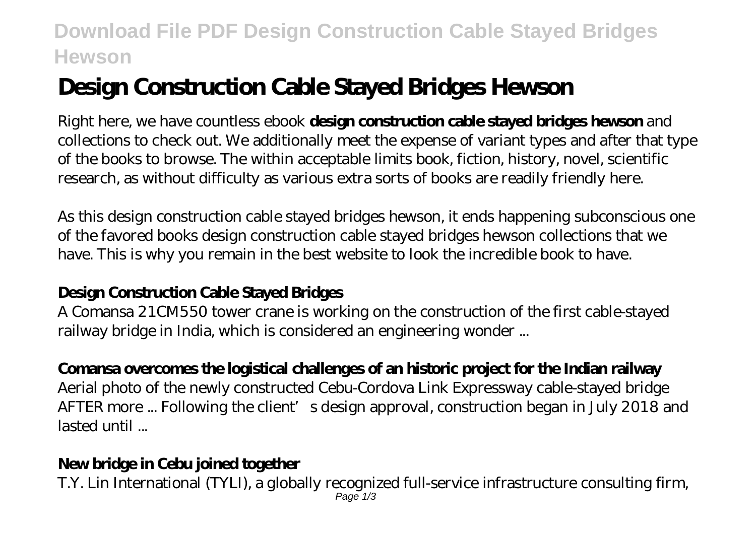# Design Construction Cable Stayed Bridges Hewson

Right here, we have countless ebook **design construction cable stayed bridges hewson** and collections to check out. We additionally meet the expense of variant types and after that type of the books to browse. The within acceptable limits book, fiction, history, novel, scientific research, as without difficulty as various extra sorts of books are readily friendly here.

As this design construction cable stayed bridges hewson, it ends happening subconscious one of the favored books design construction cable stayed bridges hewson collections that we have. This is why you remain in the best website to look the incredible book to have.

### Design Construction Cable Stayed Bridges

A Comansa 21CM550 tower crane is working on the construction of the first cable-stayed railway bridge in India, which is considered an engineering wonder ...

### Comansa overcomes the logistical challenges of an historic project for the Indian railway

Aerial photo of the newly constructed Cebu-Cordova Link Expressway cable-stayed bridge AFTER more ... Following the client's design approval, construction began in July 2018 and lasted until ...

### New bridge in Cebu joined together

T.Y. Lin International (TYLI), a globally recognized full-service infrastructure consulting firm,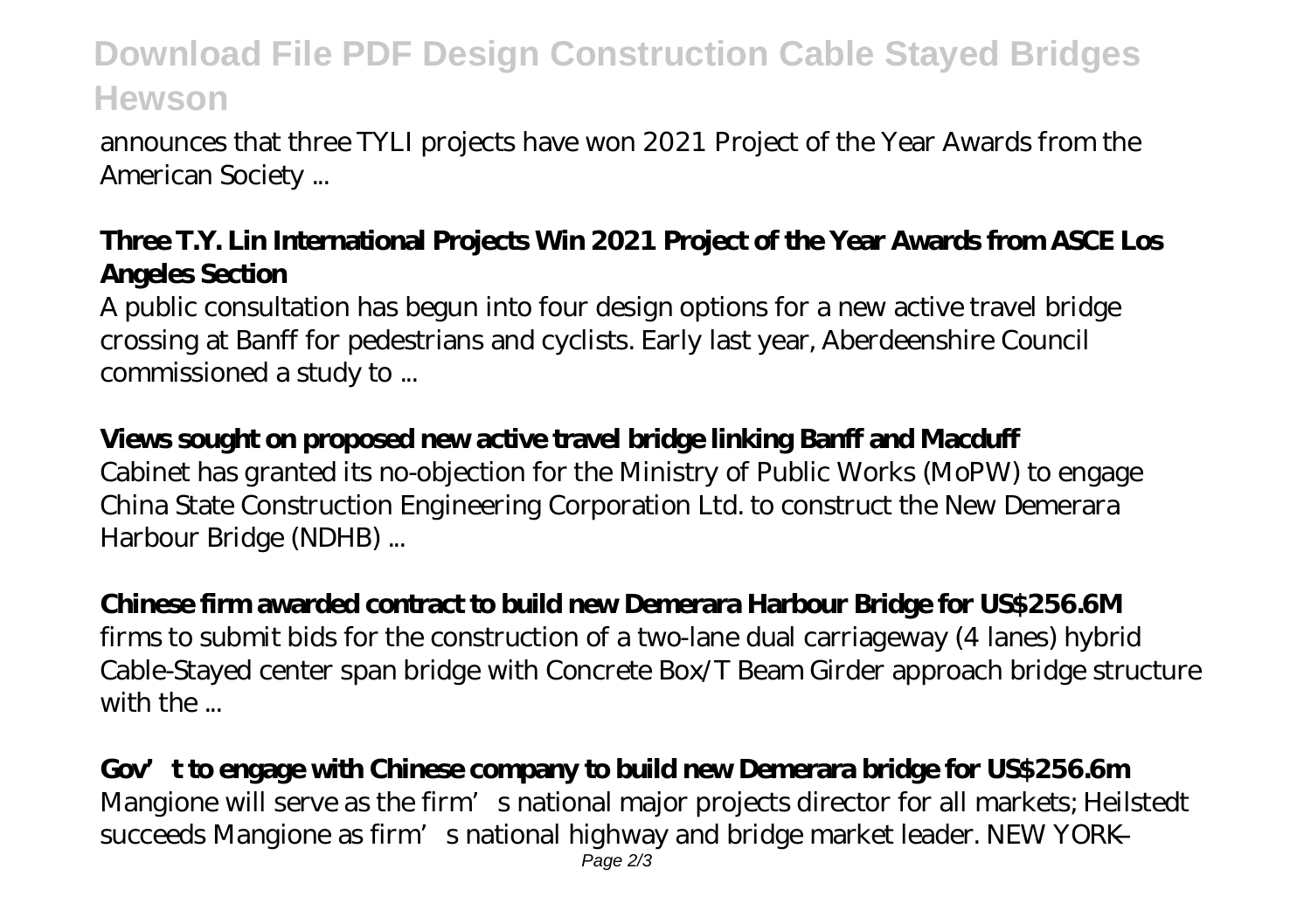announces that three TYLI projects have won 2021 Project of the Year Awards from the American Society ...

**Three T.Y. Lin International Projects Win 2021 Project of the Year Awards from ASCE Los Angeles Section**

A public consultation has begun into four design options for a new active travel bridge crossing at Banff for pedestrians and cyclists. Early last year, Aberdeenshire Council commissioned a study to ...

**Views sought on proposed new active travel bridge linking Banff and Macduff**

Cabinet has granted its no-objection for the Ministry of Public Works (MoPW) to engage China State Construction Engineering Corporation Ltd. to construct the New Demerara Harbour Bridge (NDHB) ...

**Chinese firm awarded contract to build new Demerara Harbour Bridge for US$256.6M**

firms to submit bids for the construction of a two-lane dual carriageway (4 lanes) hybrid Cable-Stayed center span bridge with Concrete Box/T Beam Girder approach bridge structure with the ...

**Gov't to engage with Chinese company to build new Demerara bridge for US$256.6m**

Mangione will serve as the firm's national major projects director for all markets; Heilstedt succeeds Mangione as firm's national highway and bridge market leader. NEW YORK —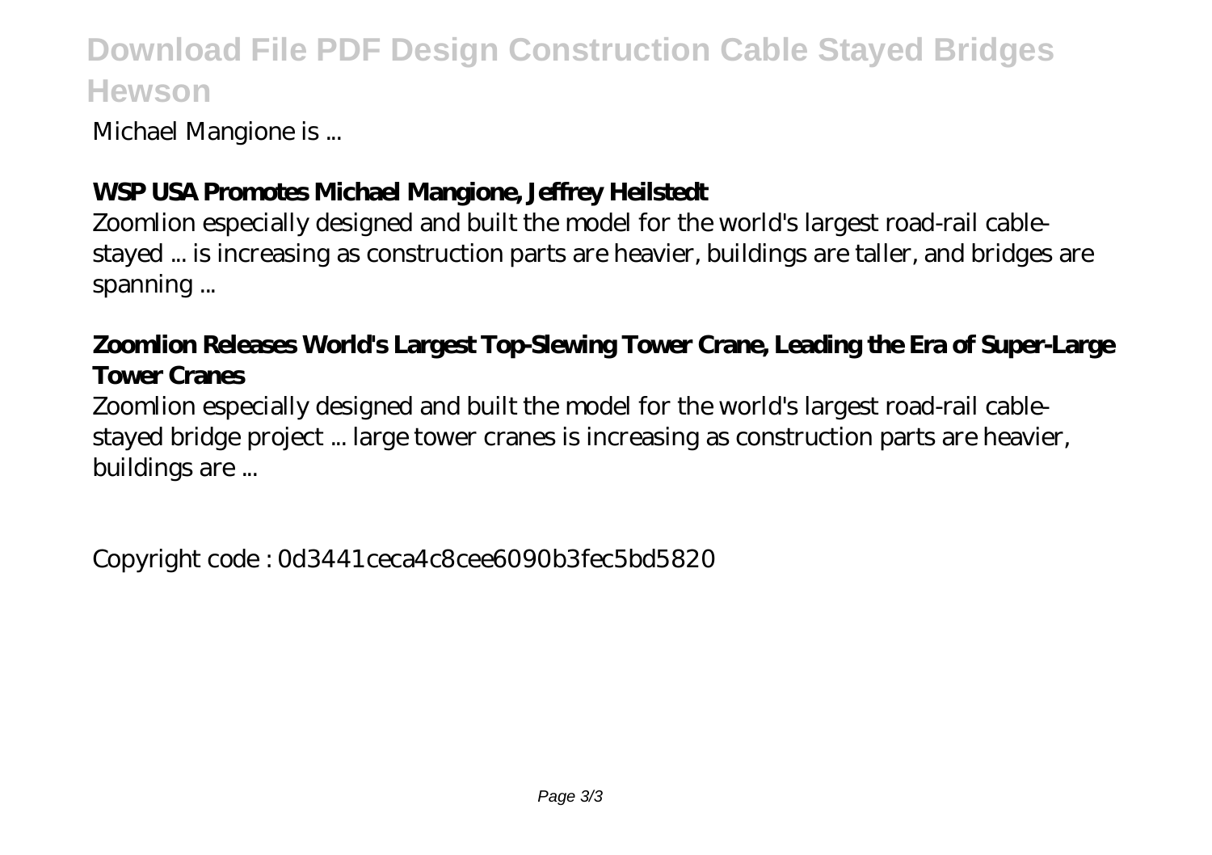Michael Mangione is ...

**WSP USA Promotes Michael Mangione, Jeffrey Heilstedt**

Zoomlion especially designed and built the model for the world's largest road-rail cable-stayed ... is increasing as construction parts are heavier, buildings are taller, and bridges are spanning ...

**Zoomlion Releases World's Largest Top-Slewing Tower Crane, Leading the Era of Super-Large Tower Cranes**

Zoomlion especially designed and built the model for the world's largest road-rail cable-stayed bridge project ... large tower cranes is increasing as construction parts are heavier, buildings are ...

Copyright code : 0d3441ceca4c8cee6090b3fec5bd5820